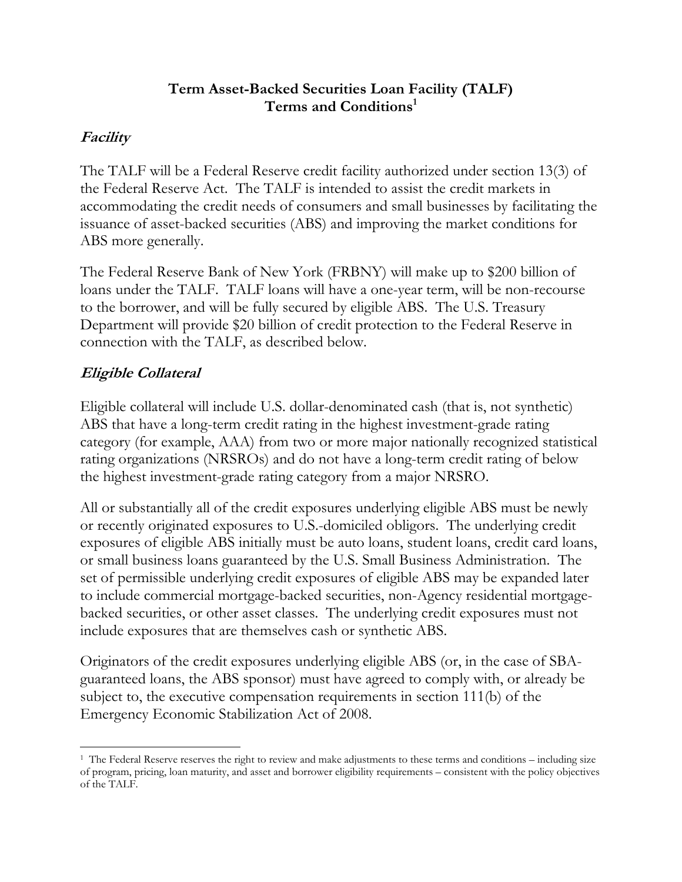# Term Asset-Backed Securities Loan Facility (TALF) Terms and Conditions[1]

## *Facility*

The TALF will be a Federal Reserve credit facility authorized under section 13(3) of the Federal Reserve Act. The TALF is intended to assist the credit markets in accommodating the credit needs of consumers and small businesses by facilitating the issuance of asset-backed securities (ABS) and improving the market conditions for ABS more generally.

The Federal Reserve Bank of New York (FRBNY) will make up to $200 billion of loans under the TALF. TALF loans will have a one-year term, will be non-recourse to the borrower, and will be fully secured by eligible ABS. The U.S. Treasury Department will provide $20 billion of credit protection to the Federal Reserve in connection with the TALF, as described below.

## *Eligible Collateral*

Eligible collateral will include U.S. dollar-denominated cash (that is, not synthetic) ABS that have a long-term credit rating in the highest investment-grade rating category (for example, AAA) from two or more major nationally recognized statistical rating organizations (NRSROs) and do not have a long-term credit rating of below the highest investment-grade rating category from a major NRSRO.

All or substantially all of the credit exposures underlying eligible ABS must be newly or recently originated exposures to U.S.-domiciled obligors. The underlying credit exposures of eligible ABS initially must be auto loans, student loans, credit card loans, or small business loans guaranteed by the U.S. Small Business Administration. The set of permissible underlying credit exposures of eligible ABS may be expanded later to include commercial mortgage-backed securities, non-Agency residential mortgage-backed securities, or other asset classes. The underlying credit exposures must not include exposures that are themselves cash or synthetic ABS.

Originators of the credit exposures underlying eligible ABS (or, in the case of SBA-guaranteed loans, the ABS sponsor) must have agreed to comply with, or already be subject to, the executive compensation requirements in section 111(b) of the Emergency Economic Stabilization Act of 2008.

---

[1] The Federal Reserve reserves the right to review and make adjustments to these terms and conditions – including size of program, pricing, loan maturity, and asset and borrower eligibility requirements – consistent with the policy objectives of the TALF.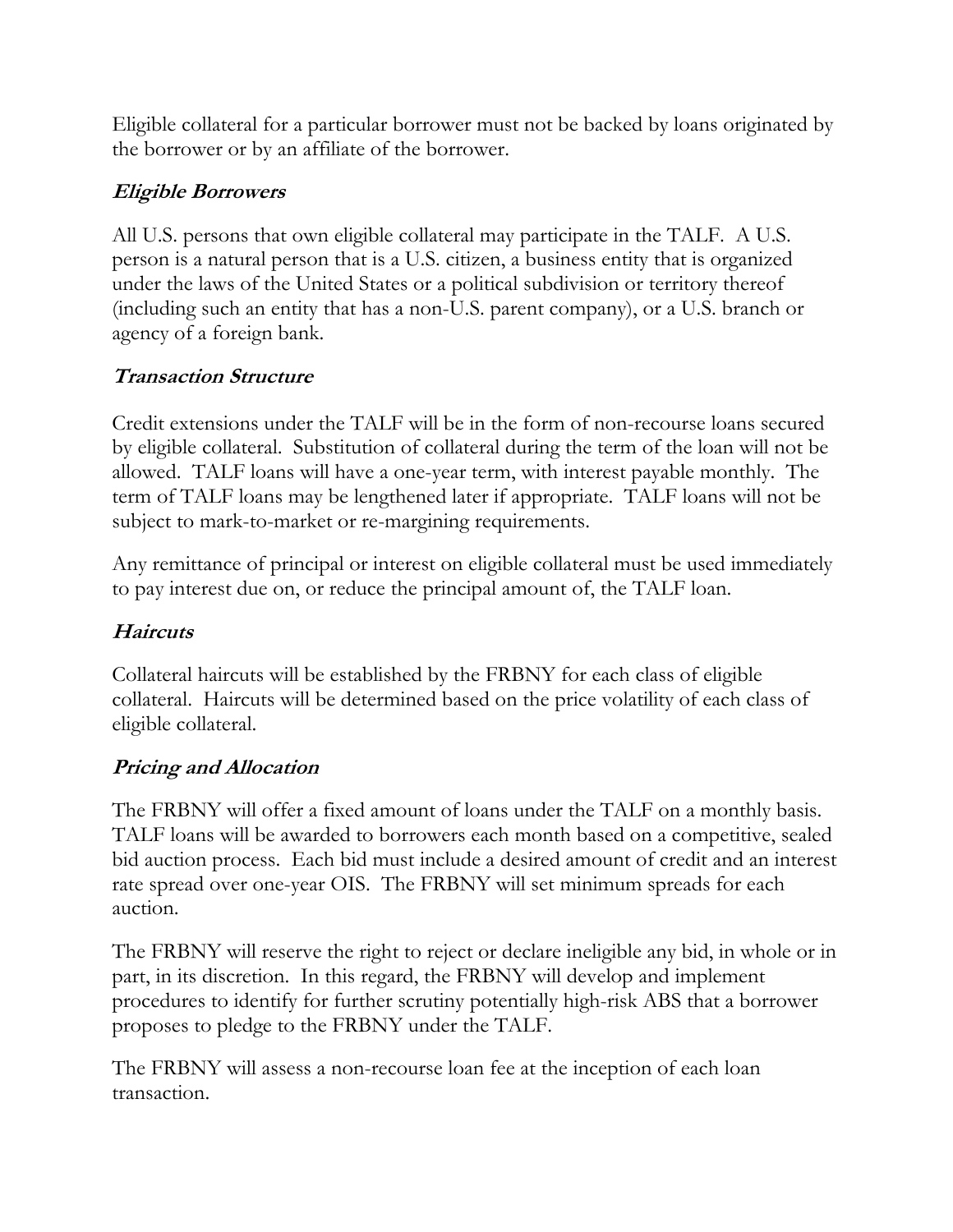Eligible collateral for a particular borrower must not be backed by loans originated by the borrower or by an affiliate of the borrower.

### ***Eligible Borrowers***

All U.S. persons that own eligible collateral may participate in the TALF. A U.S. person is a natural person that is a U.S. citizen, a business entity that is organized under the laws of the United States or a political subdivision or territory thereof (including such an entity that has a non-U.S. parent company), or a U.S. branch or agency of a foreign bank.

### ***Transaction Structure***

Credit extensions under the TALF will be in the form of non-recourse loans secured by eligible collateral. Substitution of collateral during the term of the loan will not be allowed. TALF loans will have a one-year term, with interest payable monthly. The term of TALF loans may be lengthened later if appropriate. TALF loans will not be subject to mark-to-market or re-margining requirements.

Any remittance of principal or interest on eligible collateral must be used immediately to pay interest due on, or reduce the principal amount of, the TALF loan.

### ***Haircuts***

Collateral haircuts will be established by the FRBNY for each class of eligible collateral. Haircuts will be determined based on the price volatility of each class of eligible collateral.

### ***Pricing and Allocation***

The FRBNY will offer a fixed amount of loans under the TALF on a monthly basis. TALF loans will be awarded to borrowers each month based on a competitive, sealed bid auction process. Each bid must include a desired amount of credit and an interest rate spread over one-year OIS. The FRBNY will set minimum spreads for each auction.

The FRBNY will reserve the right to reject or declare ineligible any bid, in whole or in part, in its discretion. In this regard, the FRBNY will develop and implement procedures to identify for further scrutiny potentially high-risk ABS that a borrower proposes to pledge to the FRBNY under the TALF.

The FRBNY will assess a non-recourse loan fee at the inception of each loan transaction.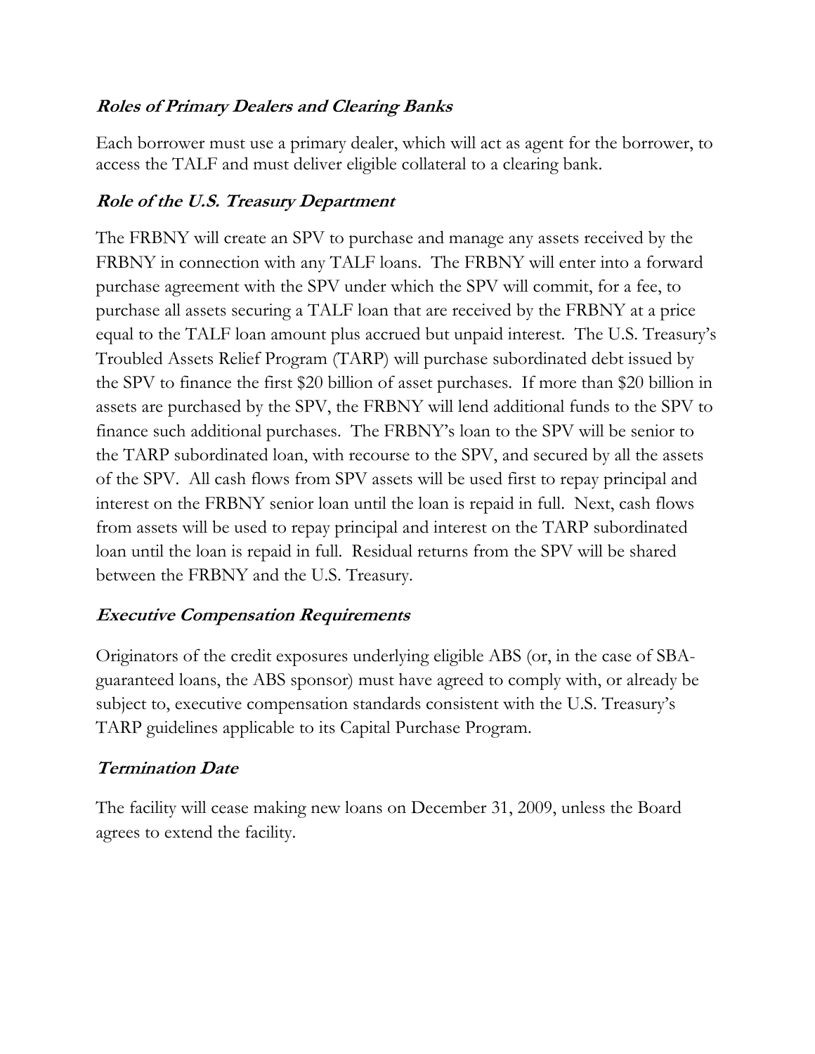### ***Roles of Primary Dealers and Clearing Banks***

Each borrower must use a primary dealer, which will act as agent for the borrower, to access the TALF and must deliver eligible collateral to a clearing bank.

### ***Role of the U.S. Treasury Department***

The FRBNY will create an SPV to purchase and manage any assets received by the FRBNY in connection with any TALF loans. The FRBNY will enter into a forward purchase agreement with the SPV under which the SPV will commit, for a fee, to purchase all assets securing a TALF loan that are received by the FRBNY at a price equal to the TALF loan amount plus accrued but unpaid interest. The U.S. Treasury's Troubled Assets Relief Program (TARP) will purchase subordinated debt issued by the SPV to finance the first $20 billion of asset purchases. If more than $20 billion in assets are purchased by the SPV, the FRBNY will lend additional funds to the SPV to finance such additional purchases. The FRBNY's loan to the SPV will be senior to the TARP subordinated loan, with recourse to the SPV, and secured by all the assets of the SPV. All cash flows from SPV assets will be used first to repay principal and interest on the FRBNY senior loan until the loan is repaid in full. Next, cash flows from assets will be used to repay principal and interest on the TARP subordinated loan until the loan is repaid in full. Residual returns from the SPV will be shared between the FRBNY and the U.S. Treasury.

### ***Executive Compensation Requirements***

Originators of the credit exposures underlying eligible ABS (or, in the case of SBA-guaranteed loans, the ABS sponsor) must have agreed to comply with, or already be subject to, executive compensation standards consistent with the U.S. Treasury's TARP guidelines applicable to its Capital Purchase Program.

### ***Termination Date***

The facility will cease making new loans on December 31, 2009, unless the Board agrees to extend the facility.